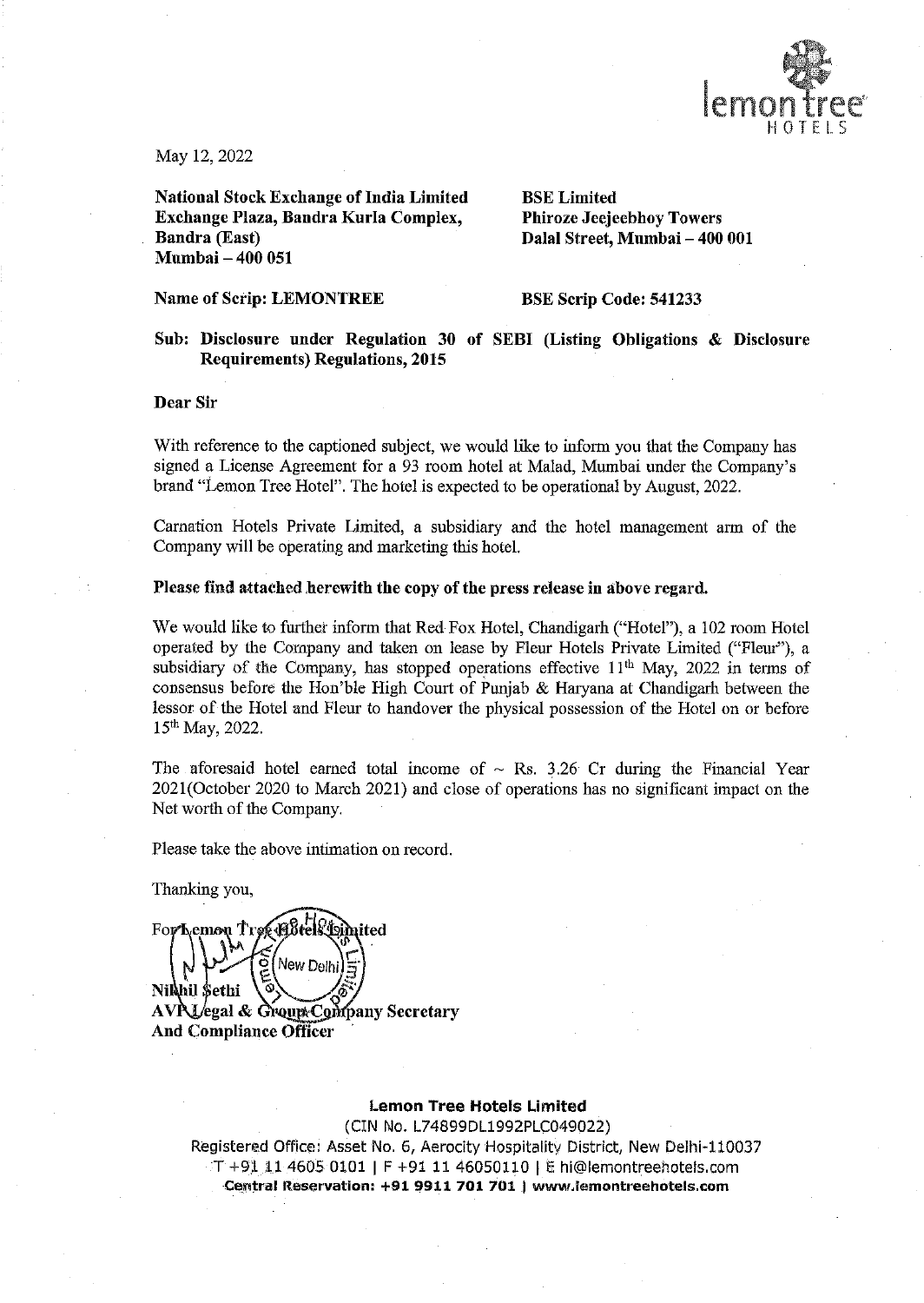May 12, 2022

**National Stock Exchange of India Limited**
**Exchange Plaza, Bandra Kurla Complex,**
**Bandra (East)**
**Mumbai – 400 051**

**BSE Limited**
**Phiroze Jeejeebhoy Towers**
**Dalal Street, Mumbai – 400 001**

**Name of Scrip: LEMONTREE**

**BSE Scrip Code: 541233**

**Sub: Disclosure under Regulation 30 of SEBI (Listing Obligations & Disclosure Requirements) Regulations, 2015**

**Dear Sir**

With reference to the captioned subject, we would like to inform you that the Company has signed a License Agreement for a 93 room hotel at Malad, Mumbai under the Company's brand "Lemon Tree Hotel". The hotel is expected to be operational by August, 2022.

Carnation Hotels Private Limited, a subsidiary and the hotel management arm of the Company will be operating and marketing this hotel.

**Please find attached herewith the copy of the press release in above regard.**

We would like to further inform that Red Fox Hotel, Chandigarh ("Hotel"), a 102 room Hotel operated by the Company and taken on lease by Fleur Hotels Private Limited ("Fleur"), a subsidiary of the Company, has stopped operations effective 11th May, 2022 in terms of consensus before the Hon'ble High Court of Punjab & Haryana at Chandigarh between the lessor of the Hotel and Fleur to handover the physical possession of the Hotel on or before 15th May, 2022.

The aforesaid hotel earned total income of ~ Rs. 3.26 Cr during the Financial Year 2021(October 2020 to March 2021) and close of operations has no significant impact on the Net worth of the Company.

Please take the above intimation on record.

Thanking you,

For Lemon Tree Hotels Limited

Nikhil Sethi
**AVP Legal & Group Company Secretary**
**And Compliance Officer**

**Lemon Tree Hotels Limited**
(CIN No. L74899DL1992PLC049022)
Registered Office: Asset No. 6, Aerocity Hospitality District, New Delhi-110037
T +91 11 4605 0101 | F +91 11 46050110 | E hi@lemontreehotels.com
**Central Reservation: +91 9911 701 701 | www.lemontreehotels.com**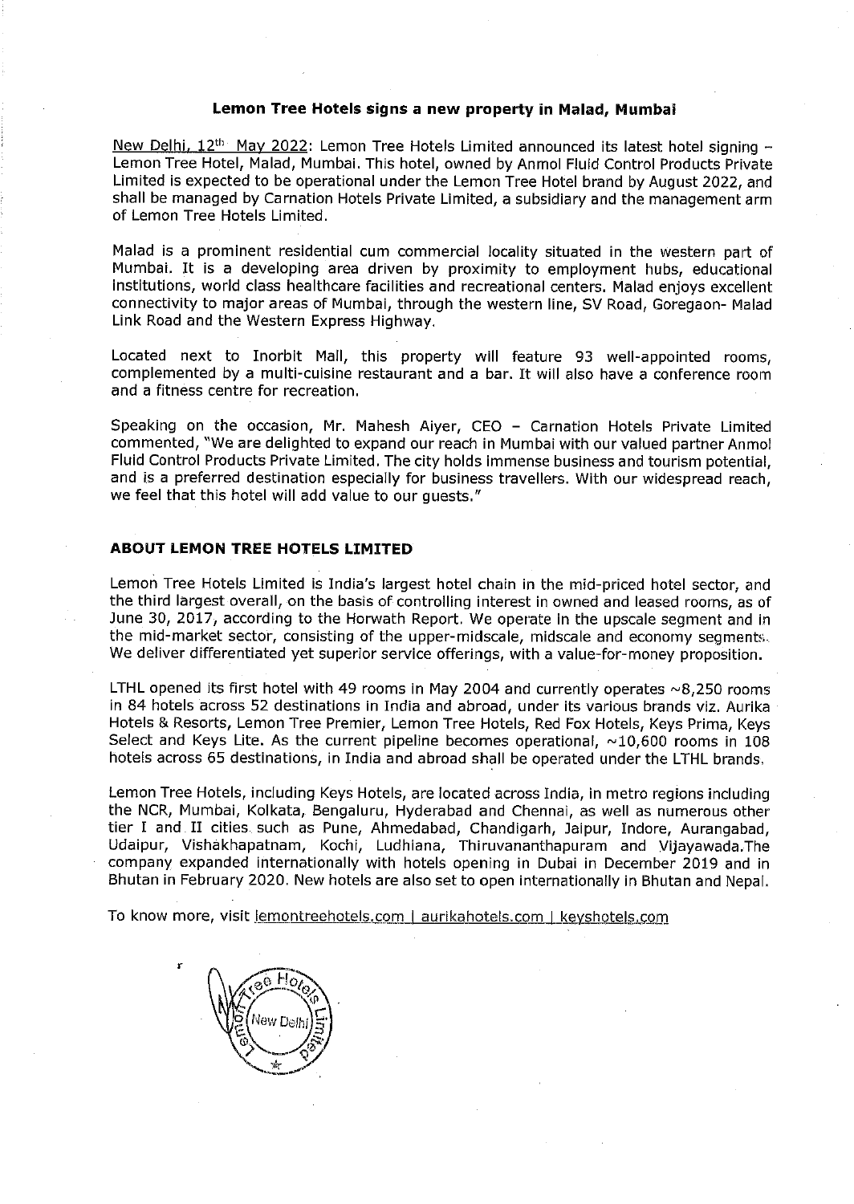**Lemon Tree Hotels signs a new property in Malad, Mumbai**

New Delhi, 12th May 2022: Lemon Tree Hotels Limited announced its latest hotel signing – Lemon Tree Hotel, Malad, Mumbai. This hotel, owned by Anmol Fluid Control Products Private Limited is expected to be operational under the Lemon Tree Hotel brand by August 2022, and shall be managed by Carnation Hotels Private Limited, a subsidiary and the management arm of Lemon Tree Hotels Limited.

Malad is a prominent residential cum commercial locality situated in the western part of Mumbai. It is a developing area driven by proximity to employment hubs, educational institutions, world class healthcare facilities and recreational centers. Malad enjoys excellent connectivity to major areas of Mumbai, through the western line, SV Road, Goregaon- Malad Link Road and the Western Express Highway.

Located next to Inorbit Mall, this property will feature 93 well-appointed rooms, complemented by a multi-cuisine restaurant and a bar. It will also have a conference room and a fitness centre for recreation.

Speaking on the occasion, Mr. Mahesh Aiyer, CEO – Carnation Hotels Private Limited commented, "We are delighted to expand our reach in Mumbai with our valued partner Anmol Fluid Control Products Private Limited. The city holds immense business and tourism potential, and is a preferred destination especially for business travellers. With our widespread reach, we feel that this hotel will add value to our guests."

**ABOUT LEMON TREE HOTELS LIMITED**

Lemon Tree Hotels Limited is India's largest hotel chain in the mid-priced hotel sector, and the third largest overall, on the basis of controlling interest in owned and leased rooms, as of June 30, 2017, according to the Horwath Report. We operate in the upscale segment and in the mid-market sector, consisting of the upper-midscale, midscale and economy segments. We deliver differentiated yet superior service offerings, with a value-for-money proposition.

LTHL opened its first hotel with 49 rooms in May 2004 and currently operates ~8,250 rooms in 84 hotels across 52 destinations in India and abroad, under its various brands viz. Aurika Hotels & Resorts, Lemon Tree Premier, Lemon Tree Hotels, Red Fox Hotels, Keys Prima, Keys Select and Keys Lite. As the current pipeline becomes operational, ~10,600 rooms in 108 hotels across 65 destinations, in India and abroad shall be operated under the LTHL brands.

Lemon Tree Hotels, including Keys Hotels, are located across India, in metro regions including the NCR, Mumbai, Kolkata, Bengaluru, Hyderabad and Chennai, as well as numerous other tier I and II cities such as Pune, Ahmedabad, Chandigarh, Jaipur, Indore, Aurangabad, Udaipur, Vishakhapatnam, Kochi, Ludhiana, Thiruvananthapuram and Vijayawada.The company expanded internationally with hotels opening in Dubai in December 2019 and in Bhutan in February 2020. New hotels are also set to open internationally in Bhutan and Nepal.

To know more, visit lemontreehotels.com | aurikahotels.com | keyshotels.com

Lemon Tree Hotels Limited
New Delhi